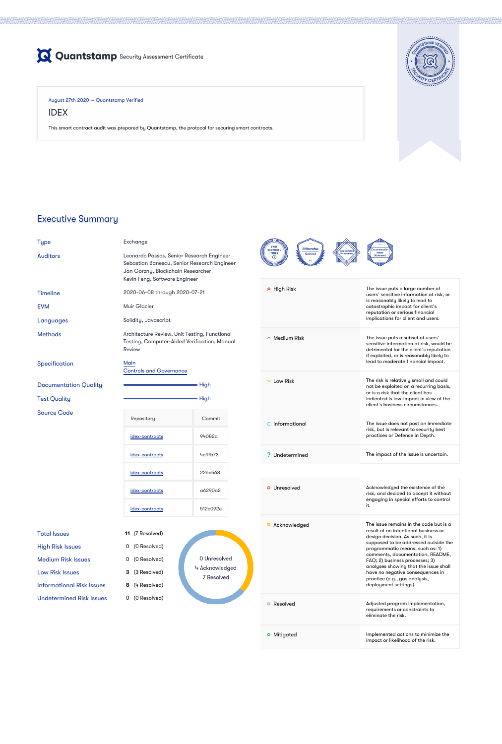**Quantstamp** Security Assessment Certificate

August 27th 2020 — Quantstamp Verified

IDEX

This smart contract audit was prepared by Quantstamp, the protocol for securing smart contracts.

## Executive Summary

| | |
|---|---|
| Type | Exchange |
| Auditors | Leonardo Passos, Senior Research Engineer<br>Sebastian Banescu, Senior Research Engineer<br>Jan Gorzny, Blockchain Researcher<br>Kevin Feng, Software Engineer |
| Timeline | 2020-06-08 through 2020-07-21 |
| EVM | Muir Glacier |
| Languages | Solidity, Javascript |
| Methods | Architecture Review, Unit Testing, Functional Testing, Computer-Aided Verification, Manual Review |
| Specification | Main<br>Controls and Governance |
| Documentation Quality | High |
| Test Quality | High |

**Source Code**

| Repository | Commit |
|---|---|
| idex-contracts | 94082d |
| idex-contracts | 4c9fb73 |
| idex-contracts | 226c568 |
| idex-contracts | a6290a2 |
| idex-contracts | 512c092e |

| | | |
|---|---|---|
| Total Issues | 11 | (7 Resolved) |
| High Risk Issues | 0 | (0 Resolved) |
| Medium Risk Issues | 0 | (0 Resolved) |
| Low Risk Issues | 3 | (3 Resolved) |
| Informational Risk Issues | 8 | (4 Resolved) |
| Undetermined Risk Issues | 0 | (0 Resolved) |

0 Unresolved
4 Acknowledged
7 Resolved

| Severity | Description |
|---|---|
| High Risk | The issue puts a large number of users' sensitive information at risk, or is reasonably likely to lead to catastrophic impact for client's reputation or serious financial implications for client and users. |
| Medium Risk | The issue puts a subset of users' sensitive information at risk, would be detrimental for the client's reputation if exploited, or is reasonably likely to lead to moderate financial impact. |
| Low Risk | The risk is relatively small and could not be exploited on a recurring basis, or is a risk that the client has indicated is low-impact in view of the client's business circumstances. |
| Informational | The issue does not post an immediate risk, but is relevant to security best practices or Defence in Depth. |
| Undetermined | The impact of the issue is uncertain. |

| Status | Description |
|---|---|
| Unresolved | Acknowledged the existence of the risk, and decided to accept it without engaging in special efforts to control it. |
| Acknowledged | The issue remains in the code but is a result of an intentional business or design decision. As such, it is supposed to be addressed outside the programmatic means, such as: 1) comments, documentation, README, FAQ; 2) business processes; 3) analyses showing that the issue shall have no negative consequences in practice (e.g., gas analysis, deployment settings). |
| Resolved | Adjusted program implementation, requirements or constraints to eliminate the risk. |
| Mitigated | Implemented actions to minimize the impact or likelihood of the risk. |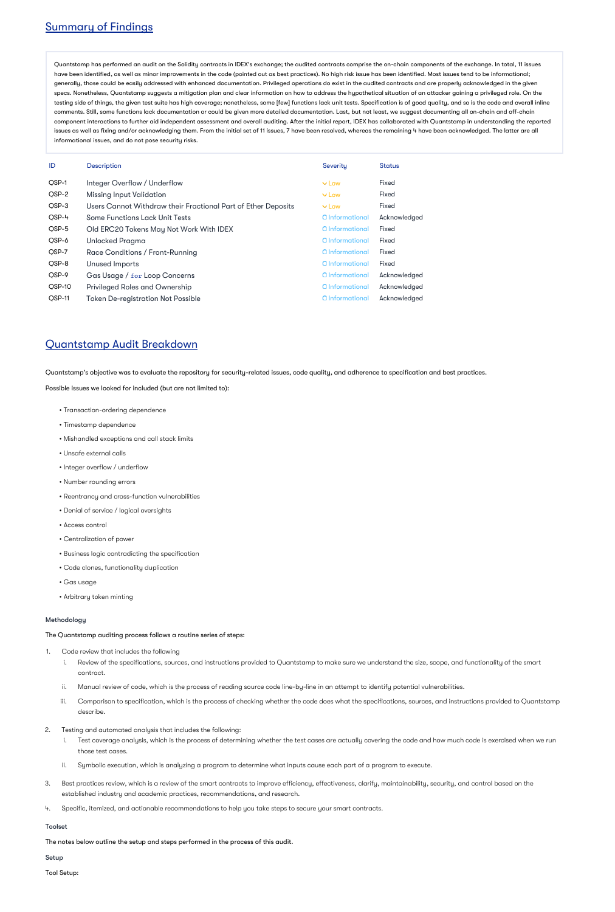## Summary of Findings

Quantstamp has performed an audit on the Solidity contracts in IDEX's exchange; the audited contracts comprise the on-chain components of the exchange. In total, 11 issues have been identified, as well as minor improvements in the code (pointed out as best practices). No high risk issue has been identified. Most issues tend to be informational; generally, those could be easily addressed with enhanced documentation. Privileged operations do exist in the audited contracts and are properly acknowledged in the given specs. Nonetheless, Quantstamp suggests a mitigation plan and clear information on how to address the hypothetical situation of an attacker gaining a privileged role. On the testing side of things, the given test suite has high coverage; nonetheless, some [few] functions lack unit tests. Specification is of good quality, and so is the code and overall inline comments. Still, some functions lack documentation or could be given more detailed documentation. Last, but not least, we suggest documenting all on-chain and off-chain component interactions to further aid independent assessment and overall auditing. After the initial report, IDEX has collaborated with Quantstamp in understanding the reported issues as well as fixing and/or acknowledging them. From the initial set of 11 issues, 7 have been resolved, whereas the remaining 4 have been acknowledged. The latter are all informational issues, and do not pose security risks.

| ID | Description | Severity | Status |
| --- | --- | --- | --- |
| QSP-1 | Integer Overflow / Underflow | Low | Fixed |
| QSP-2 | Missing Input Validation | Low | Fixed |
| QSP-3 | Users Cannot Withdraw their Fractional Part of Ether Deposits | Low | Fixed |
| QSP-4 | Some Functions Lack Unit Tests | Informational | Acknowledged |
| QSP-5 | Old ERC20 Tokens May Not Work With IDEX | Informational | Fixed |
| QSP-6 | Unlocked Pragma | Informational | Fixed |
| QSP-7 | Race Conditions / Front-Running | Informational | Fixed |
| QSP-8 | Unused Imports | Informational | Fixed |
| QSP-9 | Gas Usage / `for` Loop Concerns | Informational | Acknowledged |
| QSP-10 | Privileged Roles and Ownership | Informational | Acknowledged |
| QSP-11 | Token De-registration Not Possible | Informational | Acknowledged |

## Quantstamp Audit Breakdown

Quantstamp's objective was to evaluate the repository for security-related issues, code quality, and adherence to specification and best practices.

Possible issues we looked for included (but are not limited to):

- Transaction-ordering dependence
- Timestamp dependence
- Mishandled exceptions and call stack limits
- Unsafe external calls
- Integer overflow / underflow
- Number rounding errors
- Reentrancy and cross-function vulnerabilities
- Denial of service / logical oversights
- Access control
- Centralization of power
- Business logic contradicting the specification
- Code clones, functionality duplication
- Gas usage
- Arbitrary token minting

### Methodology

The Quantstamp auditing process follows a routine series of steps:

1. Code review that includes the following
   i. Review of the specifications, sources, and instructions provided to Quantstamp to make sure we understand the size, scope, and functionality of the smart contract.
   ii. Manual review of code, which is the process of reading source code line-by-line in an attempt to identify potential vulnerabilities.
   iii. Comparison to specification, which is the process of checking whether the code does what the specifications, sources, and instructions provided to Quantstamp describe.
2. Testing and automated analysis that includes the following:
   i. Test coverage analysis, which is the process of determining whether the test cases are actually covering the code and how much code is exercised when we run those test cases.
   ii. Symbolic execution, which is analyzing a program to determine what inputs cause each part of a program to execute.
3. Best practices review, which is a review of the smart contracts to improve efficiency, effectiveness, clarify, maintainability, security, and control based on the established industry and academic practices, recommendations, and research.
4. Specific, itemized, and actionable recommendations to help you take steps to secure your smart contracts.

### Toolset

The notes below outline the setup and steps performed in the process of this audit.

### Setup

Tool Setup: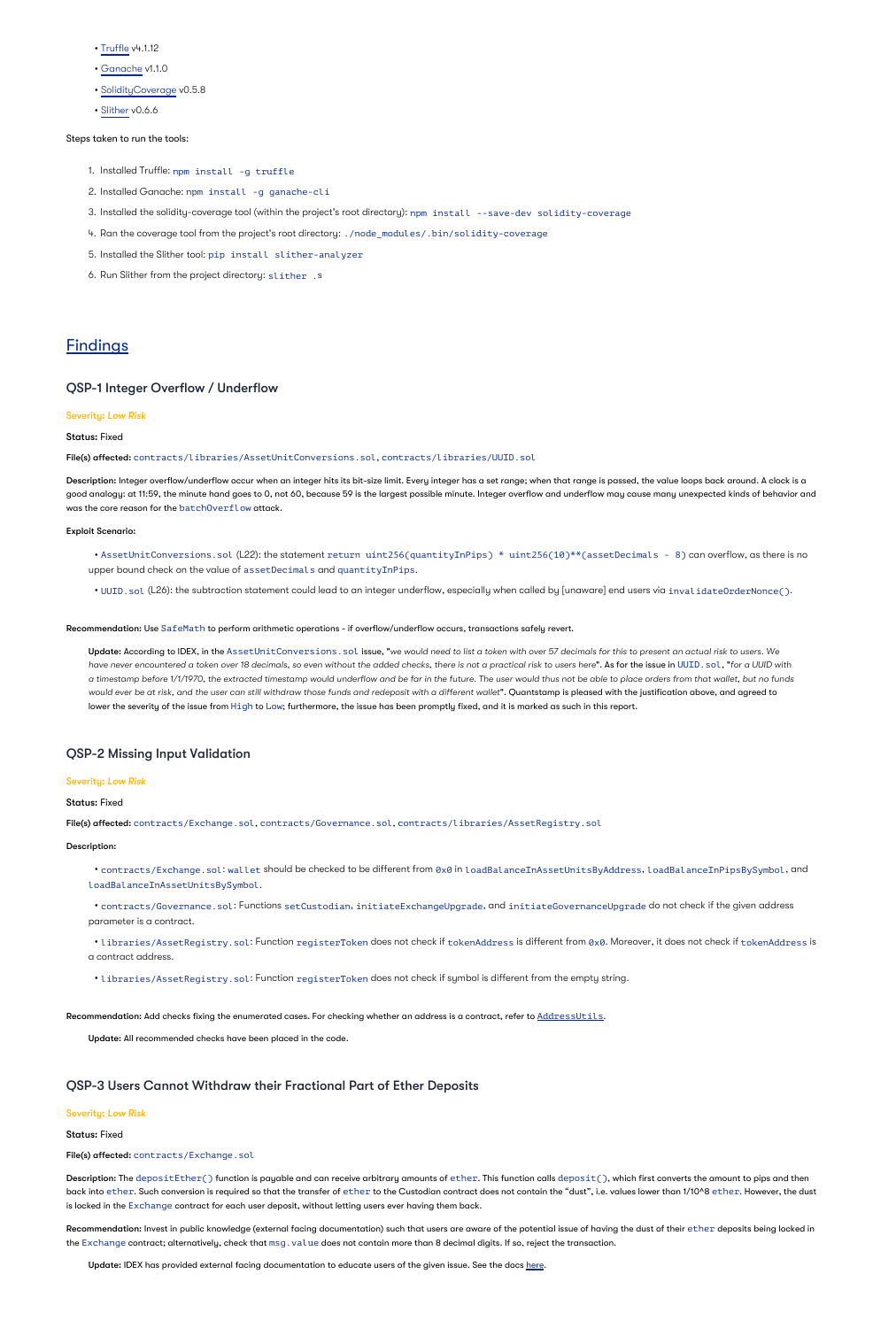- Truffle v4.1.12
- Ganache v1.1.0
- SolidityCoverage v0.5.8
- Slither v0.6.6

Steps taken to run the tools:

1. Installed Truffle: `npm install -g truffle`
2. Installed Ganache: `npm install -g ganache-cli`
3. Installed the solidity-coverage tool (within the project's root directory): `npm install --save-dev solidity-coverage`
4. Ran the coverage tool from the project's root directory: `./node_modules/.bin/solidity-coverage`
5. Installed the Slither tool: `pip install slither-analyzer`
6. Run Slither from the project directory: `slither .s`

## Findings

### QSP-1 Integer Overflow / Underflow

**Severity:** *Low Risk*

**Status:** Fixed

**File(s) affected:** `contracts/libraries/AssetUnitConversions.sol`, `contracts/libraries/UUID.sol`

**Description:** Integer overflow/underflow occur when an integer hits its bit-size limit. Every integer has a set range; when that range is passed, the value loops back around. A clock is a good analogy: at 11:59, the minute hand goes to 0, not 60, because 59 is the largest possible minute. Integer overflow and underflow may cause many unexpected kinds of behavior and was the core reason for the `batchOverflow` attack.

**Exploit Scenario:**

- `AssetUnitConversions.sol` (L22): the statement `return uint256(quantityInPips) * uint256(10)**(assetDecimals - 8)` can overflow, as there is no upper bound check on the value of `assetDecimals` and `quantityInPips`.
- `UUID.sol` (L26): the subtraction statement could lead to an integer underflow, especially when called by [unaware] end users via `invalidateOrderNonce()`.

**Recommendation:** Use `SafeMath` to perform arithmetic operations - if overflow/underflow occurs, transactions safely revert.

> **Update:** According to IDEX, in the `AssetUnitConversions.sol` issue, "*we would need to list a token with over 57 decimals for this to present an actual risk to users. We have never encountered a token over 18 decimals, so even without the added checks, there is not a practical risk to users here*". As for the issue in `UUID.sol`, "*for a UUID with a timestamp before 1/1/1970, the extracted timestamp would underflow and be far in the future. The user would thus not be able to place orders from that wallet, but no funds would ever be at risk, and the user can still withdraw those funds and redeposit with a different wallet*". Quantstamp is pleased with the justification above, and agreed to lower the severity of the issue from High to Low; furthermore, the issue has been promptly fixed, and it is marked as such in this report.

### QSP-2 Missing Input Validation

**Severity:** *Low Risk*

**Status:** Fixed

**File(s) affected:** `contracts/Exchange.sol`, `contracts/Governance.sol`, `contracts/libraries/AssetRegistry.sol`

**Description:**

- `contracts/Exchange.sol`: `wallet` should be checked to be different from `0x0` in `loadBalanceInAssetUnitsByAddress`, `loadBalanceInPipsBySymbol`, and `loadBalanceInAssetUnitsBySymbol`.
- `contracts/Governance.sol`: Functions `setCustodian`, `initiateExchangeUpgrade`, and `initiateGovernanceUpgrade` do not check if the given address parameter is a contract.
- `libraries/AssetRegistry.sol`: Function `registerToken` does not check if `tokenAddress` is different from `0x0`. Moreover, it does not check if `tokenAddress` is a contract address.
- `libraries/AssetRegistry.sol`: Function `registerToken` does not check if symbol is different from the empty string.

**Recommendation:** Add checks fixing the enumerated cases. For checking whether an address is a contract, refer to AddressUtils.

> **Update:** All recommended checks have been placed in the code.

### QSP-3 Users Cannot Withdraw their Fractional Part of Ether Deposits

**Severity:** *Low Risk*

**Status:** Fixed

**File(s) affected:** `contracts/Exchange.sol`

**Description:** The `depositEther()` function is payable and can receive arbitrary amounts of `ether`. This function calls `deposit()`, which first converts the amount to pips and then back into `ether`. Such conversion is required so that the transfer of `ether` to the Custodian contract does not contain the "dust", i.e. values lower than 1/10^8 `ether`. However, the dust is locked in the `Exchange` contract for each user deposit, without letting users ever having them back.

**Recommendation:** Invest in public knowledge (external facing documentation) such that users are aware of the potential issue of having the dust of their `ether` deposits being locked in the `Exchange` contract; alternatively, check that `msg.value` does not contain more than 8 decimal digits. If so, reject the transaction.

> **Update:** IDEX has provided external facing documentation to educate users of the given issue. See the docs here.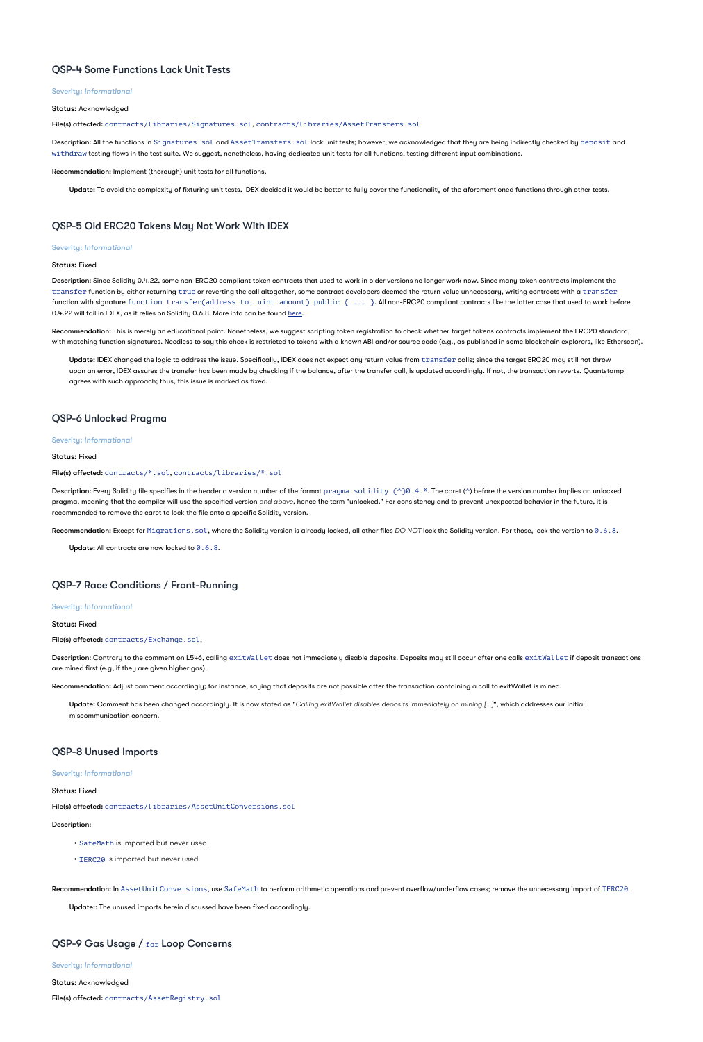### QSP-4 Some Functions Lack Unit Tests

Severity: *Informational*

**Status:** Acknowledged

**File(s) affected:** `contracts/libraries/Signatures.sol`, `contracts/libraries/AssetTransfers.sol`

**Description:** All the functions in `Signatures.sol` and `AssetTransfers.sol` lack unit tests; however, we acknowledged that they are being indirectly checked by `deposit` and `withdraw` testing flows in the test suite. We suggest, nonetheless, having dedicated unit tests for all functions, testing different input combinations.

**Recommendation:** Implement (thorough) unit tests for all functions.

> **Update:** To avoid the complexity of fixturing unit tests, IDEX decided it would be better to fully cover the functionality of the aforementioned functions through other tests.

### QSP-5 Old ERC20 Tokens May Not Work With IDEX

Severity: *Informational*

**Status:** Fixed

**Description:** Since Solidity 0.4.22, some non-ERC20 compliant token contracts that used to work in older versions no longer work now. Since many token contracts implement the `transfer` function by either returning `true` or reverting the call altogether, some contract developers deemed the return value unnecessary, writing contracts with a `transfer` function with signature `function transfer(address to, uint amount) public { ... }`. All non-ERC20 compliant contracts like the latter case that used to work before 0.4.22 will fail in IDEX, as it relies on Solidity 0.6.8. More info can be found here.

**Recommendation:** This is merely an educational point. Nonetheless, we suggest scripting token registration to check whether target tokens contracts implement the ERC20 standard, with matching function signatures. Needless to say this check is restricted to tokens with a known ABI and/or source code (e.g., as published in some blockchain explorers, like Etherscan).

> **Update:** IDEX changed the logic to address the issue. Specifically, IDEX does not expect any return value from `transfer` calls; since the target ERC20 may still not throw upon an error, IDEX assures the transfer has been made by checking if the balance, after the transfer call, is updated accordingly. If not, the transaction reverts. Quantstamp agrees with such approach; thus, this issue is marked as fixed.

### QSP-6 Unlocked Pragma

Severity: *Informational*

**Status:** Fixed

**File(s) affected:** `contracts/*.sol`, `contracts/libraries/*.sol`

**Description:** Every Solidity file specifies in the header a version number of the format `pragma solidity (^)0.4.*`. The caret (`^`) before the version number implies an unlocked pragma, meaning that the compiler will use the specified version *and above*, hence the term "unlocked." For consistency and to prevent unexpected behavior in the future, it is recommended to remove the caret to lock the file onto a specific Solidity version.

**Recommendation:** Except for `Migrations.sol`, where the Solidity version is already locked, all other files *DO NOT* lock the Solidity version. For those, lock the version to `0.6.8`.

> **Update:** All contracts are now locked to `0.6.8`.

### QSP-7 Race Conditions / Front-Running

Severity: *Informational*

**Status:** Fixed

**File(s) affected:** `contracts/Exchange.sol`,

**Description:** Contrary to the comment on L546, calling `exitWallet` does not immediately disable deposits. Deposits may still occur after one calls `exitWallet` if deposit transactions are mined first (e.g, if they are given higher gas).

**Recommendation:** Adjust comment accordingly; for instance, saying that deposits are not possible after the transaction containing a call to exitWallet is mined.

> **Update:** Comment has been changed accordingly. It is now stated as "*Calling exitWallet disables deposits immediately on mining [...]*", which addresses our initial miscommunication concern.

### QSP-8 Unused Imports

Severity: *Informational*

**Status:** Fixed

**File(s) affected:** `contracts/libraries/AssetUnitConversions.sol`

**Description:**

- `SafeMath` is imported but never used.
- `IERC20` is imported but never used.

**Recommendation:** In `AssetUnitConversions`, use `SafeMath` to perform arithmetic operations and prevent overflow/underflow cases; remove the unnecessary import of `IERC20`.

> **Update:**: The unused imports herein discussed have been fixed accordingly.

### QSP-9 Gas Usage / `for` Loop Concerns

Severity: *Informational*

**Status:** Acknowledged

**File(s) affected:** `contracts/AssetRegistry.sol`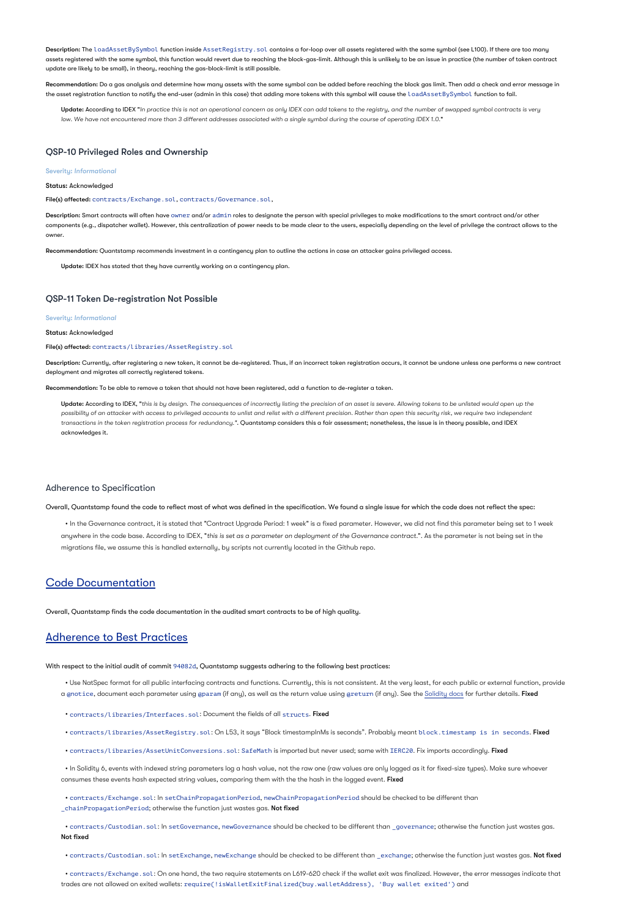**Description:** The `loadAssetBySymbol` function inside `AssetRegistry.sol` contains a for-loop over all assets registered with the same symbol (see L100). If there are too many assets registered with the same symbol, this function would revert due to reaching the block-gas-limit. Although this is unlikely to be an issue in practice (the number of token contract update are likely to be small), in theory, reaching the gas-block-limit is still possible.

**Recommendation:** Do a gas analysis and determine how many assets with the same symbol can be added before reaching the block gas limit. Then add a check and error message in the asset registration function to notify the end-user (admin in this case) that adding more tokens with this symbol will cause the `loadAssetBySymbol` function to fail.

> **Update:** According to IDEX "*In practice this is not an operational concern as only IDEX can add tokens to the registry, and the number of swapped symbol contracts is very low. We have not encountered more than 3 different addresses associated with a single symbol during the course of operating IDEX 1.0.*"

### QSP-10 Privileged Roles and Ownership

Severity: *Informational*

**Status:** Acknowledged

**File(s) affected:** `contracts/Exchange.sol`, `contracts/Governance.sol`,

**Description:** Smart contracts will often have `owner` and/or `admin` roles to designate the person with special privileges to make modifications to the smart contract and/or other components (e.g., dispatcher wallet). However, this centralization of power needs to be made clear to the users, especially depending on the level of privilege the contract allows to the owner.

**Recommendation:** Quantstamp recommends investment in a contingency plan to outline the actions in case an attacker gains privileged access.

> **Update:** IDEX has stated that they have currently working on a contingency plan.

### QSP-11 Token De-registration Not Possible

Severity: *Informational*

**Status:** Acknowledged

**File(s) affected:** `contracts/libraries/AssetRegistry.sol`

**Description:** Currently, after registering a new token, it cannot be de-registered. Thus, if an incorrect token registration occurs, it cannot be undone unless one performs a new contract deployment and migrates all correctly registered tokens.

**Recommendation:** To be able to remove a token that should not have been registered, add a function to de-register a token.

> **Update:** According to IDEX, "*this is by design. The consequences of incorrectly listing the precision of an asset is severe. Allowing tokens to be unlisted would open up the possibility of an attacker with access to privileged accounts to unlist and relist with a different precision. Rather than open this security risk, we require two independent transactions in the token registration process for redundancy.*". Quantstamp considers this a fair assessment; nonetheless, the issue is in theory possible, and IDEX acknowledges it.

### Adherence to Specification

Overall, Quantstamp found the code to reflect most of what was defined in the specification. We found a single issue for which the code does not reflect the spec:

- In the Governance contract, it is stated that "Contract Upgrade Period: 1 week" is a fixed parameter. However, we did not find this parameter being set to 1 week anywhere in the code base. According to IDEX, "*this is set as a parameter on deployment of the Governance contract.*". As the parameter is not being set in the migrations file, we assume this is handled externally, by scripts not currently located in the Github repo.

## Code Documentation

Overall, Quantstamp finds the code documentation in the audited smart contracts to be of high quality.

## Adherence to Best Practices

With respect to the initial audit of commit `94082d`, Quantstamp suggests adhering to the following best practices:

- Use NatSpec format for all public interfacing contracts and functions. Currently, this is not consistent. At the very least, for each public or external function, provide a `@notice`, document each parameter using `@param` (if any), as well as the return value using `@return` (if any). See the Solidity docs for further details. **Fixed**
- `contracts/libraries/Interfaces.sol`: Document the fields of all `structs`. **Fixed**
- `contracts/libraries/AssetRegistry.sol`: On L53, it says "Block timestampInMs is seconds". Probably meant `block.timestamp is in seconds`. **Fixed**
- `contracts/libraries/AssetUnitConversions.sol`: `SafeMath` is imported but never used; same with `IERC20`. Fix imports accordingly. **Fixed**
- In Solidity 6, events with indexed string parameters log a hash value, not the raw one (raw values are only logged as it for fixed-size types). Make sure whoever consumes these events hash expected string values, comparing them with the the hash in the logged event. **Fixed**
- `contracts/Exchange.sol`: In `setChainPropagationPeriod`, `newChainPropagationPeriod` should be checked to be different than `_chainPropagationPeriod`; otherwise the function just wastes gas. **Not fixed**
- `contracts/Custodian.sol`: In `setGovernance`, `newGovernance` should be checked to be different than `_governance`; otherwise the function just wastes gas. **Not fixed**
- `contracts/Custodian.sol`: In `setExchange`, `newExchange` should be checked to be different than `_exchange`; otherwise the function just wastes gas. **Not fixed**
- `contracts/Exchange.sol`: On one hand, the two require statements on L619-620 check if the wallet exit was finalized. However, the error messages indicate that trades are not allowed on exited wallets: `require(!isWalletExitFinalized(buy.walletAddress), 'Buy wallet exited')` and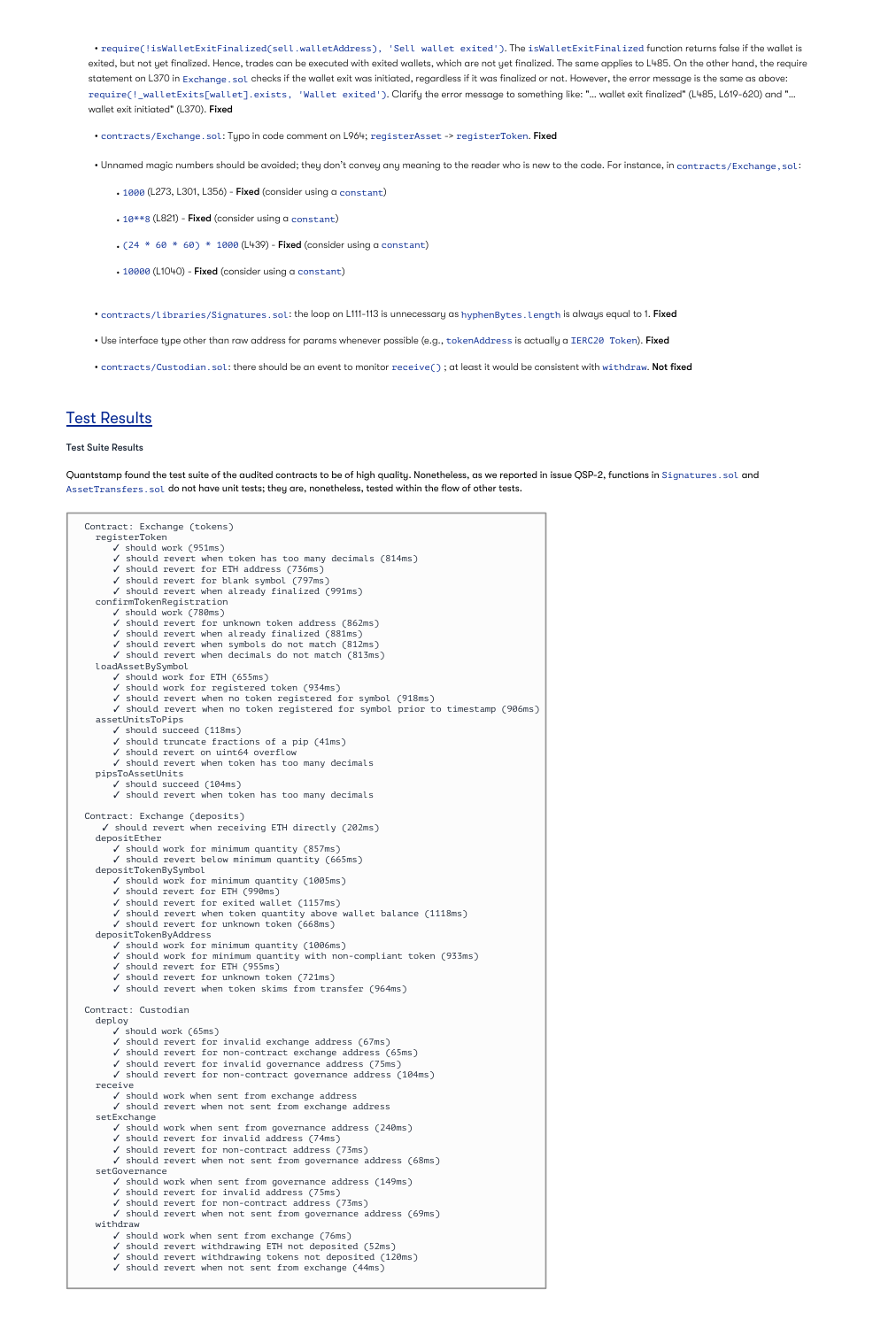- `require(!isWalletExitFinalized(sell.walletAddress), 'Sell wallet exited')`. The `isWalletExitFinalized` function returns false if the wallet is exited, but not yet finalized. Hence, trades can be executed with exited wallets, which are not yet finalized. The same applies to L485. On the other hand, the require statement on L370 in `Exchange.sol` checks if the wallet exit was initiated, regardless if it was finalized or not. However, the error message is the same as above: `require(!_walletExits[wallet].exists, 'Wallet exited')`. Clarify the error message to something like: "... wallet exit finalized" (L485, L619-620) and "... wallet exit initiated" (L370). **Fixed**

- `contracts/Exchange.sol`: Typo in code comment on L964; `registerAsset` -> `registerToken`. **Fixed**

- Unnamed magic numbers should be avoided; they don't convey any meaning to the reader who is new to the code. For instance, in `contracts/Exchange.sol`:
  - `1000` (L273, L301, L356) - **Fixed** (consider using a `constant`)
  - `10**8` (L821) - **Fixed** (consider using a `constant`)
  - `(24 * 60 * 60) * 1000` (L439) - **Fixed** (consider using a `constant`)
  - `10000` (L1040) - **Fixed** (consider using a `constant`)

- `contracts/libraries/Signatures.sol`: the loop on L111-113 is unnecessary as `hyphenBytes.length` is always equal to 1. **Fixed**

- Use interface type other than raw address for params whenever possible (e.g., `tokenAddress` is actually a `IERC20 Token`). **Fixed**

- `contracts/Custodian.sol`: there should be an event to monitor `receive()`; at least it would be consistent with `withdraw`. **Not fixed**

## Test Results

**Test Suite Results**

Quantstamp found the test suite of the audited contracts to be of high quality. Nonetheless, as we reported in issue QSP-2, functions in `Signatures.sol` and `AssetTransfers.sol` do not have unit tests; they are, nonetheless, tested within the flow of other tests.

```
  Contract: Exchange (tokens)
    registerToken
       ✓ should work (951ms)
       ✓ should revert when token has too many decimals (814ms)
       ✓ should revert for ETH address (736ms)
       ✓ should revert for blank symbol (797ms)
       ✓ should revert when already finalized (991ms)
    confirmTokenRegistration
       ✓ should work (780ms)
       ✓ should revert for unknown token address (862ms)
       ✓ should revert when already finalized (881ms)
       ✓ should revert when symbols do not match (812ms)
       ✓ should revert when decimals do not match (813ms)
    loadAssetBySymbol
       ✓ should work for ETH (655ms)
       ✓ should work for registered token (934ms)
       ✓ should revert when no token registered for symbol (918ms)
       ✓ should revert when no token registered for symbol prior to timestamp (906ms)
    assetUnitsToPips
       ✓ should succeed (118ms)
       ✓ should truncate fractions of a pip (41ms)
       ✓ should revert on uint64 overflow
       ✓ should revert when token has too many decimals
    pipsToAssetUnits
       ✓ should succeed (104ms)
       ✓ should revert when token has too many decimals

  Contract: Exchange (deposits)
     ✓ should revert when receiving ETH directly (202ms)
    depositEther
       ✓ should work for minimum quantity (857ms)
       ✓ should revert below minimum quantity (665ms)
    depositTokenBySymbol
       ✓ should work for minimum quantity (1005ms)
       ✓ should revert for ETH (990ms)
       ✓ should revert for exited wallet (1157ms)
       ✓ should revert when token quantity above wallet balance (1118ms)
       ✓ should revert for unknown token (668ms)
    depositTokenByAddress
       ✓ should work for minimum quantity (1006ms)
       ✓ should work for minimum quantity with non-compliant token (933ms)
       ✓ should revert for ETH (955ms)
       ✓ should revert for unknown token (721ms)
       ✓ should revert when token skims from transfer (964ms)

  Contract: Custodian
    deploy
       ✓ should work (65ms)
       ✓ should revert for invalid exchange address (67ms)
       ✓ should revert for non-contract exchange address (65ms)
       ✓ should revert for invalid governance address (75ms)
       ✓ should revert for non-contract governance address (104ms)
    receive
       ✓ should work when sent from exchange address
       ✓ should revert when not sent from exchange address
    setExchange
       ✓ should work when sent from governance address (240ms)
       ✓ should revert for invalid address (74ms)
       ✓ should revert for non-contract address (73ms)
       ✓ should revert when not sent from governance address (68ms)
    setGovernance
       ✓ should work when sent from governance address (149ms)
       ✓ should revert for invalid address (75ms)
       ✓ should revert for non-contract address (73ms)
       ✓ should revert when not sent from governance address (69ms)
    withdraw
       ✓ should work when sent from exchange (76ms)
       ✓ should revert withdrawing ETH not deposited (52ms)
       ✓ should revert withdrawing tokens not deposited (120ms)
       ✓ should revert when not sent from exchange (44ms)
```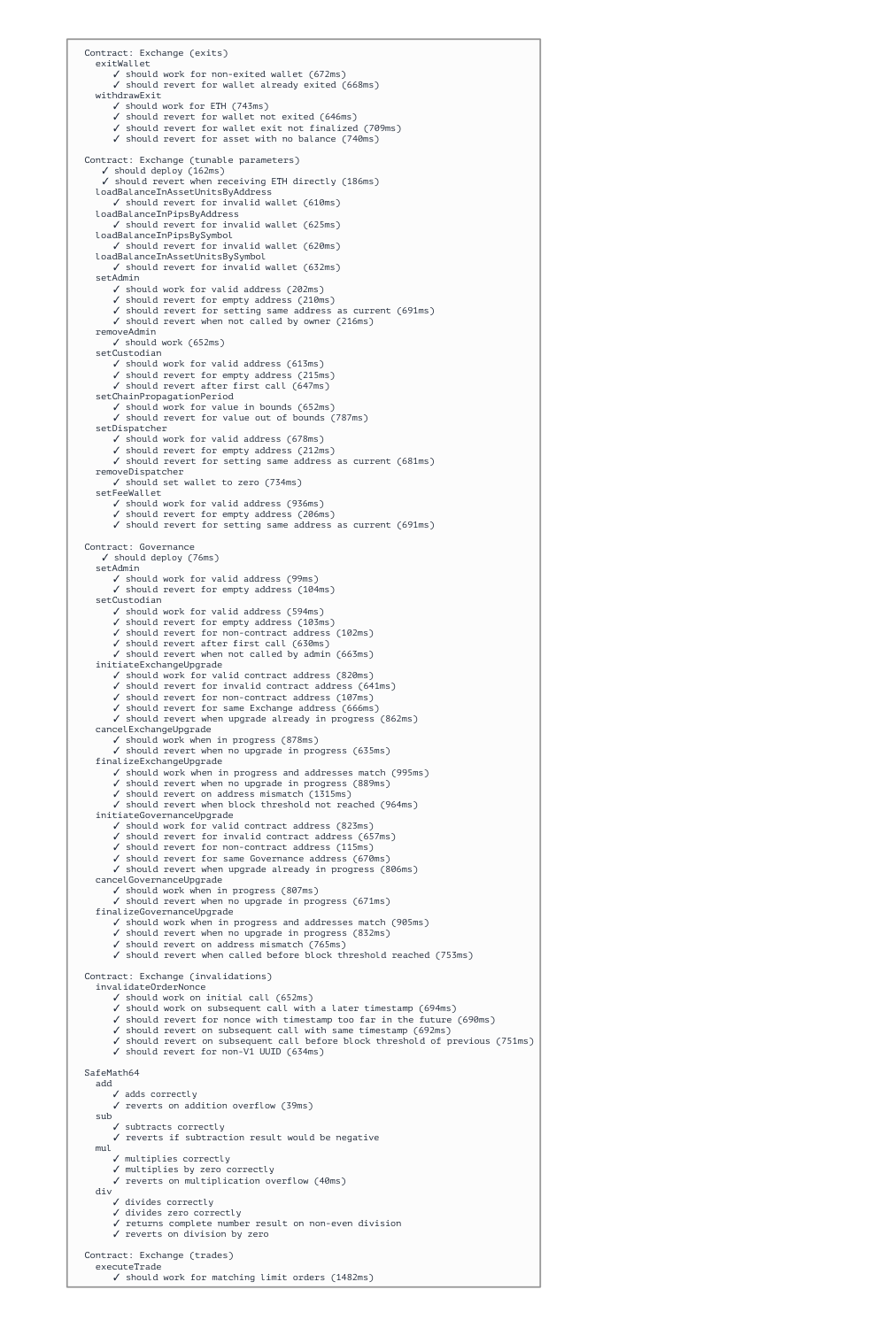```
Contract: Exchange (exits)
  exitWallet
    ✓ should work for non-exited wallet (672ms)
    ✓ should revert for wallet already exited (668ms)
  withdrawExit
    ✓ should work for ETH (743ms)
    ✓ should revert for wallet not exited (646ms)
    ✓ should revert for wallet exit not finalized (709ms)
    ✓ should revert for asset with no balance (740ms)

Contract: Exchange (tunable parameters)
  ✓ should deploy (162ms)
  ✓ should revert when receiving ETH directly (186ms)
  loadBalanceInAssetUnitsByAddress
    ✓ should revert for invalid wallet (610ms)
  loadBalanceInPipsByAddress
    ✓ should revert for invalid wallet (625ms)
  loadBalanceInPipsBySymbol
    ✓ should revert for invalid wallet (620ms)
  loadBalanceInAssetUnitsBySymbol
    ✓ should revert for invalid wallet (632ms)
  setAdmin
    ✓ should work for valid address (202ms)
    ✓ should revert for empty address (210ms)
    ✓ should revert for setting same address as current (691ms)
    ✓ should revert when not called by owner (216ms)
  removeAdmin
    ✓ should work (652ms)
  setCustodian
    ✓ should work for valid address (613ms)
    ✓ should revert for empty address (215ms)
    ✓ should revert after first call (647ms)
  setChainPropagationPeriod
    ✓ should work for value in bounds (652ms)
    ✓ should revert for value out of bounds (787ms)
  setDispatcher
    ✓ should work for valid address (678ms)
    ✓ should revert for empty address (212ms)
    ✓ should revert for setting same address as current (681ms)
  removeDispatcher
    ✓ should set wallet to zero (734ms)
  setFeeWallet
    ✓ should work for valid address (936ms)
    ✓ should revert for empty address (206ms)
    ✓ should revert for setting same address as current (691ms)

Contract: Governance
  ✓ should deploy (76ms)
  setAdmin
    ✓ should work for valid address (99ms)
    ✓ should revert for empty address (104ms)
  setCustodian
    ✓ should work for valid address (594ms)
    ✓ should revert for empty address (103ms)
    ✓ should revert for non-contract address (102ms)
    ✓ should revert after first call (630ms)
    ✓ should revert when not called by admin (663ms)
  initiateExchangeUpgrade
    ✓ should work for valid contract address (820ms)
    ✓ should revert for invalid contract address (641ms)
    ✓ should revert for non-contract address (107ms)
    ✓ should revert for same Exchange address (666ms)
    ✓ should revert when upgrade already in progress (862ms)
  cancelExchangeUpgrade
    ✓ should work when in progress (878ms)
    ✓ should revert when no upgrade in progress (635ms)
  finalizeExchangeUpgrade
    ✓ should work when in progress and addresses match (995ms)
    ✓ should revert when no upgrade in progress (889ms)
    ✓ should revert on address mismatch (1315ms)
    ✓ should revert when block threshold not reached (964ms)
  initiateGovernanceUpgrade
    ✓ should work for valid contract address (823ms)
    ✓ should revert for invalid contract address (657ms)
    ✓ should revert for non-contract address (115ms)
    ✓ should revert for same Governance address (670ms)
    ✓ should revert when upgrade already in progress (806ms)
  cancelGovernanceUpgrade
    ✓ should work when in progress (807ms)
    ✓ should revert when no upgrade in progress (671ms)
  finalizeGovernanceUpgrade
    ✓ should work when in progress and addresses match (905ms)
    ✓ should revert when no upgrade in progress (832ms)
    ✓ should revert on address mismatch (765ms)
    ✓ should revert when called before block threshold reached (753ms)

Contract: Exchange (invalidations)
  invalidateOrderNonce
    ✓ should work on initial call (652ms)
    ✓ should work on subsequent call with a later timestamp (694ms)
    ✓ should revert for nonce with timestamp too far in the future (690ms)
    ✓ should revert on subsequent call with same timestamp (692ms)
    ✓ should revert on subsequent call before block threshold of previous (751ms)
    ✓ should revert for non-V1 UUID (634ms)

SafeMath64
  add
    ✓ adds correctly
    ✓ reverts on addition overflow (39ms)
  sub
    ✓ subtracts correctly
    ✓ reverts if subtraction result would be negative
  mul
    ✓ multiplies correctly
    ✓ multiplies by zero correctly
    ✓ reverts on multiplication overflow (40ms)
  div
    ✓ divides correctly
    ✓ divides zero correctly
    ✓ returns complete number result on non-even division
    ✓ reverts on division by zero

Contract: Exchange (trades)
  executeTrade
    ✓ should work for matching limit orders (1482ms)
```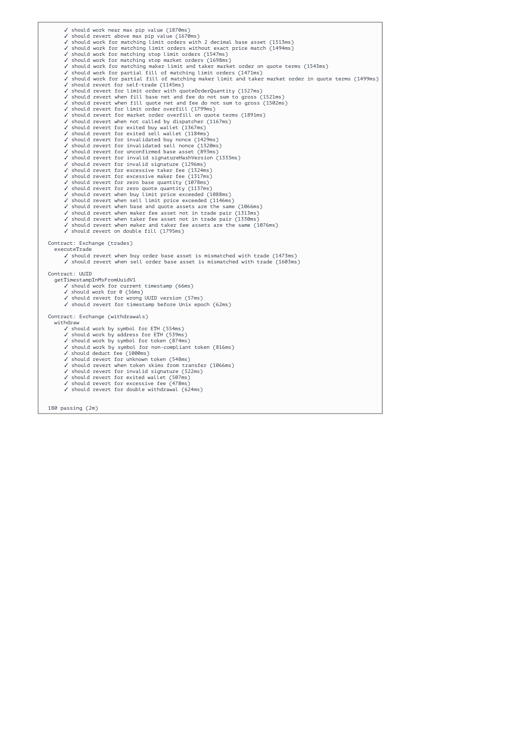```
      ✓ should work near max pip value (1870ms)
      ✓ should revert above max pip value (1670ms)
      ✓ should work for matching limit orders with 2 decimal base asset (1513ms)
      ✓ should work for matching limit orders without exact price match (1494ms)
      ✓ should work for matching stop limit orders (1547ms)
      ✓ should work for matching stop market orders (1698ms)
      ✓ should work for matching maker limit and taker market order on quote terms (1543ms)
      ✓ should work for partial fill of matching limit orders (1471ms)
      ✓ should work for partial fill of matching maker limit and taker market order in quote terms (1499ms)
      ✓ should revert for self-trade (1145ms)
      ✓ should revert for limit order with quoteOrderQuantity (1527ms)
      ✓ should revert when fill base net and fee do not sum to gross (1521ms)
      ✓ should revert when fill quote net and fee do not sum to gross (1502ms)
      ✓ should revert for limit order overfill (1799ms)
      ✓ should revert for market order overfill on quote terms (1891ms)
      ✓ should revert when not called by dispatcher (1167ms)
      ✓ should revert for exited buy wallet (1367ms)
      ✓ should revert for exited sell wallet (1184ms)
      ✓ should revert for invalidated buy nonce (1429ms)
      ✓ should revert for invalidated sell nonce (1320ms)
      ✓ should revert for unconfirmed base asset (893ms)
      ✓ should revert for invalid signatureHashVersion (1333ms)
      ✓ should revert for invalid signature (1296ms)
      ✓ should revert for excessive taker fee (1324ms)
      ✓ should revert for excessive maker fee (1317ms)
      ✓ should revert for zero base quantity (1078ms)
      ✓ should revert for zero quote quantity (1137ms)
      ✓ should revert when buy limit price exceeded (1088ms)
      ✓ should revert when sell limit price exceeded (1146ms)
      ✓ should revert when base and quote assets are the same (1066ms)
      ✓ should revert when maker fee asset not in trade pair (1313ms)
      ✓ should revert when taker fee asset not in trade pair (1330ms)
      ✓ should revert when maker and taker fee assets are the same (1076ms)
      ✓ should revert on double fill (1795ms)

  Contract: Exchange (trades)
    executeTrade
      ✓ should revert when buy order base asset is mismatched with trade (1473ms)
      ✓ should revert when sell order base asset is mismatched with trade (1603ms)

  Contract: UUID
    getTimestampInMsFromUuidV1
      ✓ should work for current timestamp (66ms)
      ✓ should work for 0 (56ms)
      ✓ should revert for wrong UUID version (57ms)
      ✓ should revert for timestamp before Unix epoch (62ms)

  Contract: Exchange (withdrawals)
    withdraw
      ✓ should work by symbol for ETH (554ms)
      ✓ should work by address for ETH (539ms)
      ✓ should work by symbol for token (874ms)
      ✓ should work by symbol for non-compliant token (816ms)
      ✓ should deduct fee (1000ms)
      ✓ should revert for unknown token (548ms)
      ✓ should revert when token skims from transfer (1066ms)
      ✓ should revert for invalid signature (522ms)
      ✓ should revert for exited wallet (507ms)
      ✓ should revert for excessive fee (478ms)
      ✓ should revert for double withdrawal (624ms)


  180 passing (2m)
```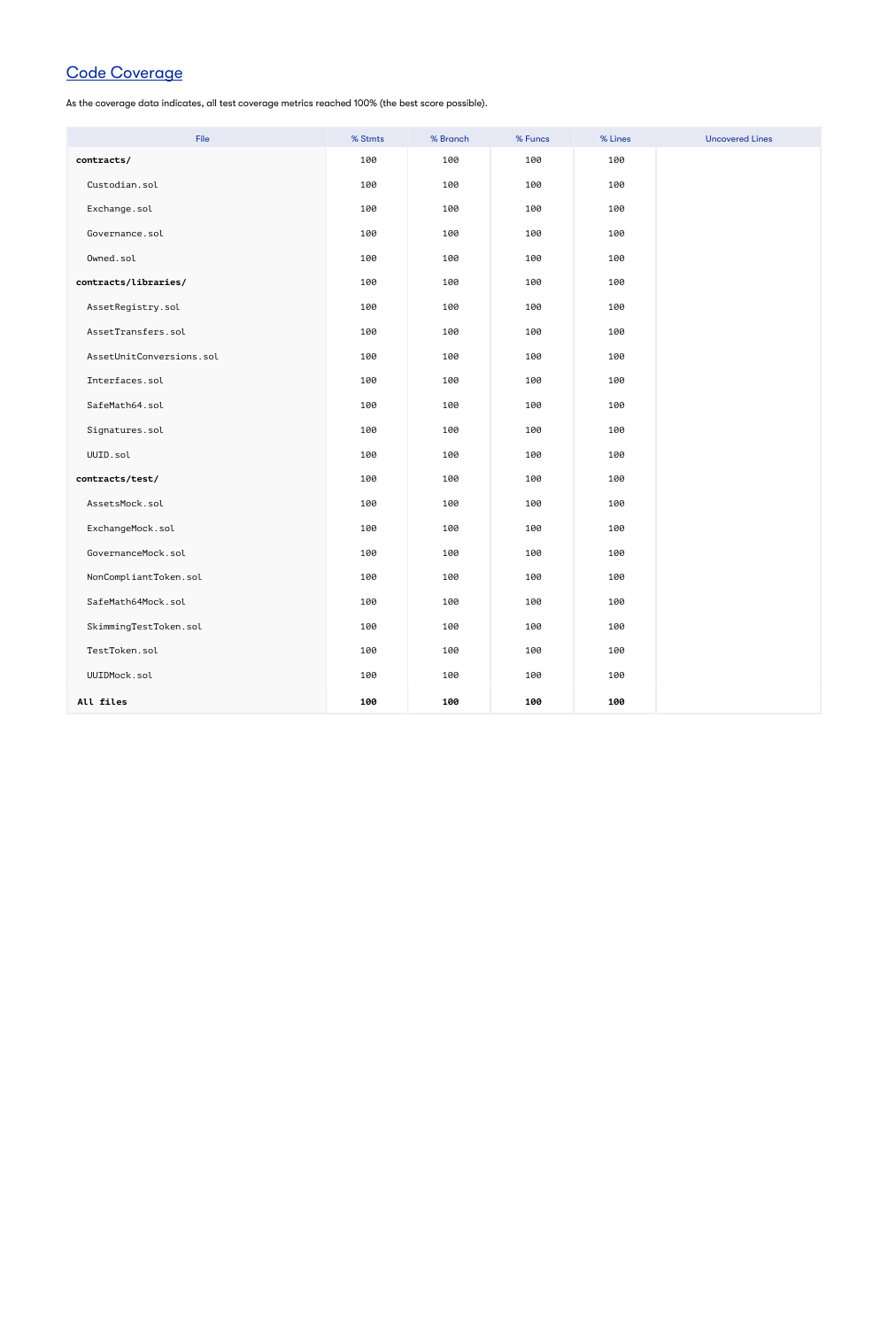## Code Coverage

As the coverage data indicates, all test coverage metrics reached 100% (the best score possible).

| File | % Stmts | % Branch | % Funcs | % Lines | Uncovered Lines |
|---|---|---|---|---|---|
| **contracts/** | 100 | 100 | 100 | 100 | |
| Custodian.sol | 100 | 100 | 100 | 100 | |
| Exchange.sol | 100 | 100 | 100 | 100 | |
| Governance.sol | 100 | 100 | 100 | 100 | |
| Owned.sol | 100 | 100 | 100 | 100 | |
| **contracts/libraries/** | 100 | 100 | 100 | 100 | |
| AssetRegistry.sol | 100 | 100 | 100 | 100 | |
| AssetTransfers.sol | 100 | 100 | 100 | 100 | |
| AssetUnitConversions.sol | 100 | 100 | 100 | 100 | |
| Interfaces.sol | 100 | 100 | 100 | 100 | |
| SafeMath64.sol | 100 | 100 | 100 | 100 | |
| Signatures.sol | 100 | 100 | 100 | 100 | |
| UUID.sol | 100 | 100 | 100 | 100 | |
| **contracts/test/** | 100 | 100 | 100 | 100 | |
| AssetsMock.sol | 100 | 100 | 100 | 100 | |
| ExchangeMock.sol | 100 | 100 | 100 | 100 | |
| GovernanceMock.sol | 100 | 100 | 100 | 100 | |
| NonCompliantToken.sol | 100 | 100 | 100 | 100 | |
| SafeMath64Mock.sol | 100 | 100 | 100 | 100 | |
| SkimmingTestToken.sol | 100 | 100 | 100 | 100 | |
| TestToken.sol | 100 | 100 | 100 | 100 | |
| UUIDMock.sol | 100 | 100 | 100 | 100 | |
| **All files** | **100** | **100** | **100** | **100** | |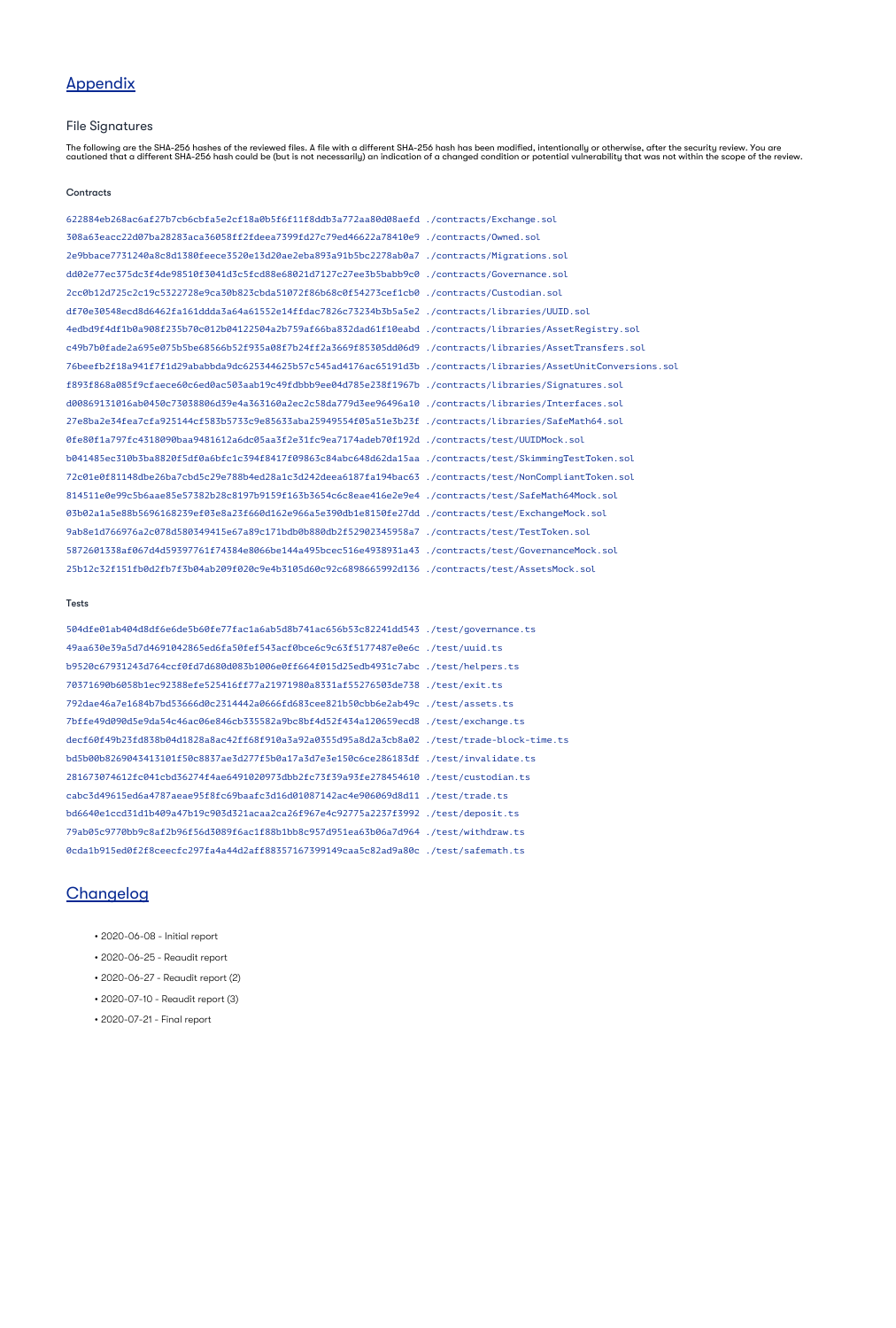## Appendix

### File Signatures

The following are the SHA-256 hashes of the reviewed files. A file with a different SHA-256 hash has been modified, intentionally or otherwise, after the security review. You are cautioned that a different SHA-256 hash could be (but is not necessarily) an indication of a changed condition or potential vulnerability that was not within the scope of the review.

#### Contracts

```
622884eb268ac6af27b7cb6cbfa5e2cf18a0b5f6f11f8ddb3a772aa80d08aefd ./contracts/Exchange.sol
308a63eacc22d07ba28283aca36058ff2fdeea7399fd27c79ed46622a78410e9 ./contracts/Owned.sol
2e9bbace7731240a8c8d1380feece3520e13d20ae2eba893a91b5bc2278ab0a7 ./contracts/Migrations.sol
dd02e77ec375dc3f4de98510f3041d3c5fcd88e68021d7127c27ee3b5babb9c0 ./contracts/Governance.sol
2cc0b12d725c2c19c5322728e9ca30b823cbda51072f86b68c0f54273cef1cb0 ./contracts/Custodian.sol
df70e30548ecd8d6462fa161ddda3a64a61552e14ffdac7826c73234b3b5a5e2 ./contracts/libraries/UUID.sol
4edbd9f4df1b0a908f235b70c012b04122504a2b759af66ba832dad61f10eabd ./contracts/libraries/AssetRegistry.sol
c49b7b0fade2a695e075b5be68566b52f935a08f7b24ff2a3669f85305dd06d9 ./contracts/libraries/AssetTransfers.sol
76beefb2f18a941f7f1d29ababbda9dc625344625b57c545ad4176ac65191d3b ./contracts/libraries/AssetUnitConversions.sol
f893f868a085f9cfaece60c6ed0ac503aab19c49fdbbb9ee04d785e238f1967b ./contracts/libraries/Signatures.sol
d00869131016ab0450c73038806d39e4a363160a2ec2c58da779d3ee96496a10 ./contracts/libraries/Interfaces.sol
27e8ba2e34fea7cfa925144cf583b5733c9e85633aba25949554f05a51e3b23f ./contracts/libraries/SafeMath64.sol
0fe80f1a797fc4318090baa9481612a6dc05aa3f2e31fc9ea7174adeb70f192d ./contracts/test/UUIDMock.sol
b041485ec310b3ba8820f5df0a6bfc1c394f8417f09863c84abc648d62da15aa ./contracts/test/SkimmingTestToken.sol
72c01e0f81148dbe26ba7cbd5c29e788b4ed28a1c3d242deea6187fa194bac63 ./contracts/test/NonCompliantToken.sol
814511e0e99c5b6aae85e57382b28c8197b9159f163b3654c6c8eae416e2e9e4 ./contracts/test/SafeMath64Mock.sol
03b02a1a5e88b5696168239ef03e8a23f660d162e966a5e390db1e8150fe27dd ./contracts/test/ExchangeMock.sol
9ab8e1d766976a2c078d580349415e67a89c171bdb0b880db2f52902345958a7 ./contracts/test/TestToken.sol
5872601338af067d4d59397761f74384e8066be144a495bcec516e4938931a43 ./contracts/test/GovernanceMock.sol
25b12c32f151fb0d2fb7f3b04ab209f020c9e4b3105d60c92c6898665992d136 ./contracts/test/AssetsMock.sol
```

#### Tests

```
504dfe01ab404d8df6e6de5b60fe77fac1a6ab5d8b741ac656b53c82241dd543 ./test/governance.ts
49aa630e39a5d7d4691042865ed6fa50fef543acf0bce6c9c63f5177487e0e6c ./test/uuid.ts
b9520c67931243d764ccf0fd7d680d083b1006e0ff664f015d25edb4931c7abc ./test/helpers.ts
70371690b6058b1ec92388efe525416ff77a21971980a8331af55276503de738 ./test/exit.ts
792dae46a7e1684b7bd53666d0c2314442a0666fd683cee821b50cbb6e2ab49c ./test/assets.ts
7bffe49d090d5e9da54c46ac06e846cb335582a9bc8bf4d52f434a120659ecd8 ./test/exchange.ts
decf60f49b23fd838b04d1828a8ac42ff68f910a3a92a0355d95a8d2a3cb8a02 ./test/trade-block-time.ts
bd5b00b8269043413101f50c8837ae3d277f5b0a17a3d7e3e150c6ce286183df ./test/invalidate.ts
281673074612fc041cbd36274f4ae6491020973dbb2fc73f39a93fe278454610 ./test/custodian.ts
cabc3d49615ed6a4787aeae95f8fc69baafc3d16d01087142ac4e906069d8d11 ./test/trade.ts
bd6640e1ccd31d1b409a47b19c903d321acaa2ca26f967e4c92775a2237f3992 ./test/deposit.ts
79ab05c9770bb9c8af2b96f56d3089f6ac1f88b1bb8c957d951ea63b06a7d964 ./test/withdraw.ts
0cda1b915ed0f2f8ceecfc297fa4a44d2aff88357167399149caa5c82ad9a80c ./test/safemath.ts
```

## Changelog

- 2020-06-08 - Initial report
- 2020-06-25 - Reaudit report
- 2020-06-27 - Reaudit report (2)
- 2020-07-10 - Reaudit report (3)
- 2020-07-21 - Final report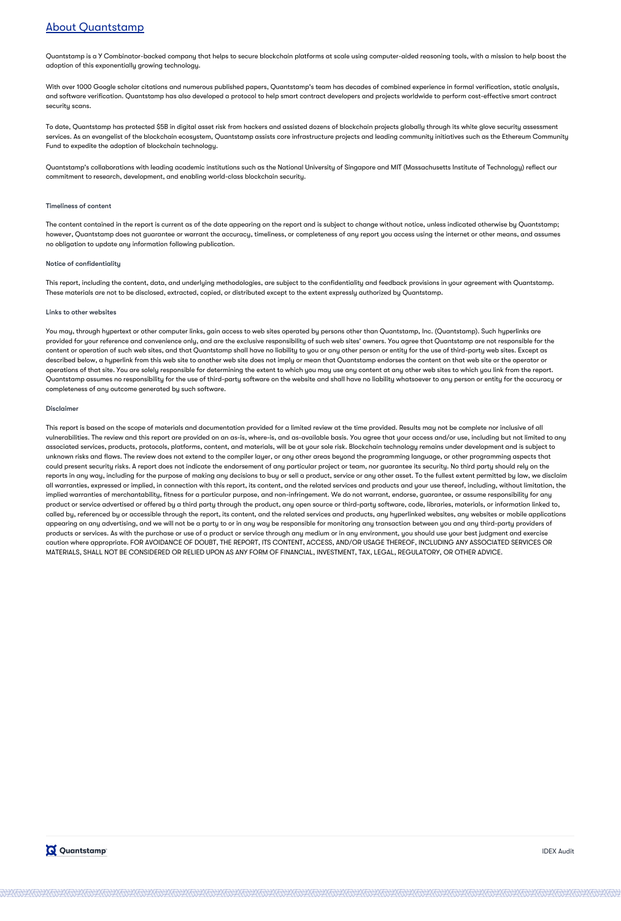## About Quantstamp

Quantstamp is a Y Combinator-backed company that helps to secure blockchain platforms at scale using computer-aided reasoning tools, with a mission to help boost the adoption of this exponentially growing technology.

With over 1000 Google scholar citations and numerous published papers, Quantstamp's team has decades of combined experience in formal verification, static analysis, and software verification. Quantstamp has also developed a protocol to help smart contract developers and projects worldwide to perform cost-effective smart contract security scans.

To date, Quantstamp has protected $5B in digital asset risk from hackers and assisted dozens of blockchain projects globally through its white glove security assessment services. As an evangelist of the blockchain ecosystem, Quantstamp assists core infrastructure projects and leading community initiatives such as the Ethereum Community Fund to expedite the adoption of blockchain technology.

Quantstamp's collaborations with leading academic institutions such as the National University of Singapore and MIT (Massachusetts Institute of Technology) reflect our commitment to research, development, and enabling world-class blockchain security.

#### Timeliness of content

The content contained in the report is current as of the date appearing on the report and is subject to change without notice, unless indicated otherwise by Quantstamp; however, Quantstamp does not guarantee or warrant the accuracy, timeliness, or completeness of any report you access using the internet or other means, and assumes no obligation to update any information following publication.

#### Notice of confidentiality

This report, including the content, data, and underlying methodologies, are subject to the confidentiality and feedback provisions in your agreement with Quantstamp. These materials are not to be disclosed, extracted, copied, or distributed except to the extent expressly authorized by Quantstamp.

#### Links to other websites

You may, through hypertext or other computer links, gain access to web sites operated by persons other than Quantstamp, Inc. (Quantstamp). Such hyperlinks are provided for your reference and convenience only, and are the exclusive responsibility of such web sites' owners. You agree that Quantstamp are not responsible for the content or operation of such web sites, and that Quantstamp shall have no liability to you or any other person or entity for the use of third-party web sites. Except as described below, a hyperlink from this web site to another web site does not imply or mean that Quantstamp endorses the content on that web site or the operator or operations of that site. You are solely responsible for determining the extent to which you may use any content at any other web sites to which you link from the report. Quantstamp assumes no responsibility for the use of third-party software on the website and shall have no liability whatsoever to any person or entity for the accuracy or completeness of any outcome generated by such software.

#### Disclaimer

This report is based on the scope of materials and documentation provided for a limited review at the time provided. Results may not be complete nor inclusive of all vulnerabilities. The review and this report are provided on an as-is, where-is, and as-available basis. You agree that your access and/or use, including but not limited to any associated services, products, protocols, platforms, content, and materials, will be at your sole risk. Blockchain technology remains under development and is subject to unknown risks and flaws. The review does not extend to the compiler layer, or any other areas beyond the programming language, or other programming aspects that could present security risks. A report does not indicate the endorsement of any particular project or team, nor guarantee its security. No third party should rely on the reports in any way, including for the purpose of making any decisions to buy or sell a product, service or any other asset. To the fullest extent permitted by law, we disclaim all warranties, expressed or implied, in connection with this report, its content, and the related services and products and your use thereof, including, without limitation, the implied warranties of merchantability, fitness for a particular purpose, and non-infringement. We do not warrant, endorse, guarantee, or assume responsibility for any product or service advertised or offered by a third party through the product, any open source or third-party software, code, libraries, materials, or information linked to, called by, referenced by or accessible through the report, its content, and the related services and products, any hyperlinked websites, any websites or mobile applications appearing on any advertising, and we will not be a party to or in any way be responsible for monitoring any transaction between you and any third-party providers of products or services. As with the purchase or use of a product or service through any medium or in any environment, you should use your best judgment and exercise caution where appropriate. FOR AVOIDANCE OF DOUBT, THE REPORT, ITS CONTENT, ACCESS, AND/OR USAGE THEREOF, INCLUDING ANY ASSOCIATED SERVICES OR MATERIALS, SHALL NOT BE CONSIDERED OR RELIED UPON AS ANY FORM OF FINANCIAL, INVESTMENT, TAX, LEGAL, REGULATORY, OR OTHER ADVICE.